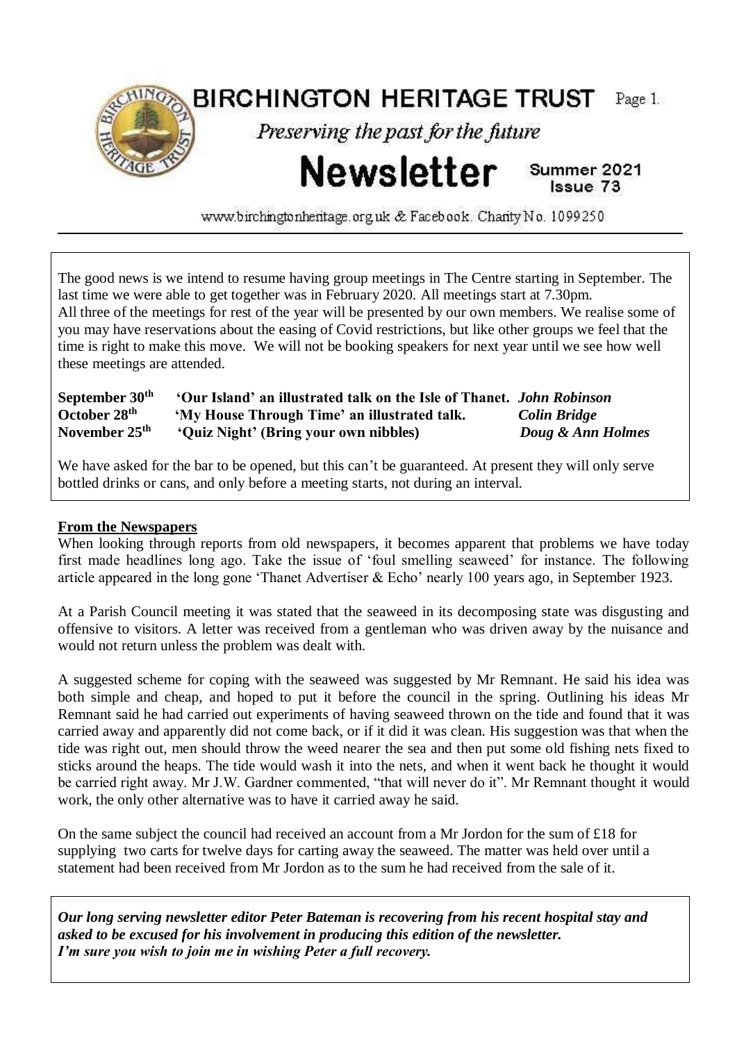# BIRCHINGTON HERITAGE TRUST

*Preserving the past for the future*

# Newsletter

Summer 2021
Issue 73

www.birchingtonheritage.org.uk & Facebook. Charity No. 1099250

The good news is we intend to resume having group meetings in The Centre starting in September. The last time we were able to get together was in February 2020. All meetings start at 7.30pm. All three of the meetings for rest of the year will be presented by our own members. We realise some of you may have reservations about the easing of Covid restrictions, but like other groups we feel that the time is right to make this move. We will not be booking speakers for next year until we see how well these meetings are attended.

| | | |
|---|---|---|
| **September 30th** | **'Our Island' an illustrated talk on the Isle of Thanet.** | ***John Robinson*** |
| **October 28th** | **'My House Through Time' an illustrated talk.** | ***Colin Bridge*** |
| **November 25th** | **'Quiz Night' (Bring your own nibbles)** | ***Doug & Ann Holmes*** |

We have asked for the bar to be opened, but this can't be guaranteed. At present they will only serve bottled drinks or cans, and only before a meeting starts, not during an interval.

## From the Newspapers

When looking through reports from old newspapers, it becomes apparent that problems we have today first made headlines long ago. Take the issue of 'foul smelling seaweed' for instance. The following article appeared in the long gone 'Thanet Advertiser & Echo' nearly 100 years ago, in September 1923.

At a Parish Council meeting it was stated that the seaweed in its decomposing state was disgusting and offensive to visitors. A letter was received from a gentleman who was driven away by the nuisance and would not return unless the problem was dealt with.

A suggested scheme for coping with the seaweed was suggested by Mr Remnant. He said his idea was both simple and cheap, and hoped to put it before the council in the spring. Outlining his ideas Mr Remnant said he had carried out experiments of having seaweed thrown on the tide and found that it was carried away and apparently did not come back, or if it did it was clean. His suggestion was that when the tide was right out, men should throw the weed nearer the sea and then put some old fishing nets fixed to sticks around the heaps. The tide would wash it into the nets, and when it went back he thought it would be carried right away. Mr J.W. Gardner commented, "that will never do it". Mr Remnant thought it would work, the only other alternative was to have it carried away he said.

On the same subject the council had received an account from a Mr Jordon for the sum of £18 for supplying two carts for twelve days for carting away the seaweed. The matter was held over until a statement had been received from Mr Jordon as to the sum he had received from the sale of it.

***Our long serving newsletter editor Peter Bateman is recovering from his recent hospital stay and asked to be excused for his involvement in producing this edition of the newsletter. I'm sure you wish to join me in wishing Peter a full recovery.***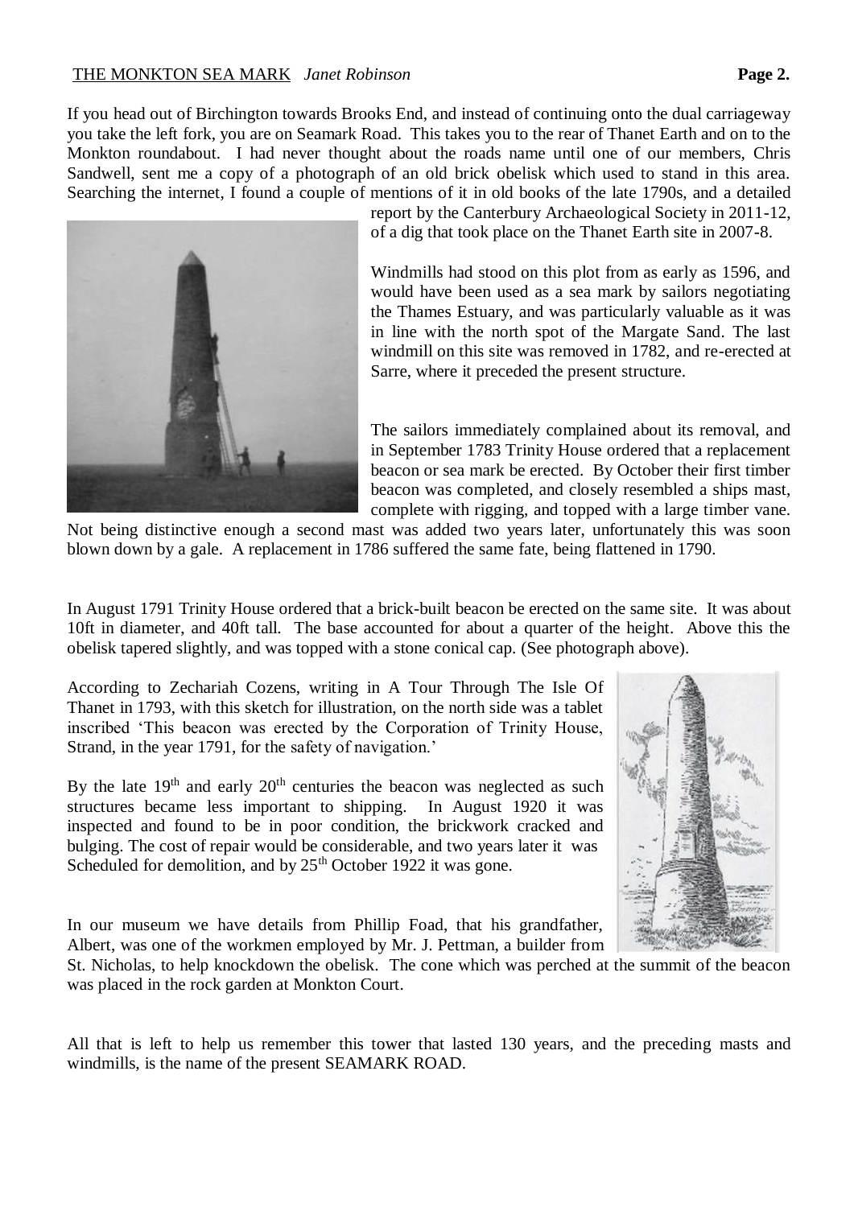THE MONKTON SEA MARK *Janet Robinson*

If you head out of Birchington towards Brooks End, and instead of continuing onto the dual carriageway you take the left fork, you are on Seamark Road. This takes you to the rear of Thanet Earth and on to the Monkton roundabout. I had never thought about the roads name until one of our members, Chris Sandwell, sent me a copy of a photograph of an old brick obelisk which used to stand in this area. Searching the internet, I found a couple of mentions of it in old books of the late 1790s, and a detailed report by the Canterbury Archaeological Society in 2011-12, of a dig that took place on the Thanet Earth site in 2007-8.

Windmills had stood on this plot from as early as 1596, and would have been used as a sea mark by sailors negotiating the Thames Estuary, and was particularly valuable as it was in line with the north spot of the Margate Sand. The last windmill on this site was removed in 1782, and re-erected at Sarre, where it preceded the present structure.

The sailors immediately complained about its removal, and in September 1783 Trinity House ordered that a replacement beacon or sea mark be erected. By October their first timber beacon was completed, and closely resembled a ships mast, complete with rigging, and topped with a large timber vane. Not being distinctive enough a second mast was added two years later, unfortunately this was soon blown down by a gale. A replacement in 1786 suffered the same fate, being flattened in 1790.

In August 1791 Trinity House ordered that a brick-built beacon be erected on the same site. It was about 10ft in diameter, and 40ft tall. The base accounted for about a quarter of the height. Above this the obelisk tapered slightly, and was topped with a stone conical cap. (See photograph above).

According to Zechariah Cozens, writing in A Tour Through The Isle Of Thanet in 1793, with this sketch for illustration, on the north side was a tablet inscribed 'This beacon was erected by the Corporation of Trinity House, Strand, in the year 1791, for the safety of navigation.'

By the late 19th and early 20th centuries the beacon was neglected as such structures became less important to shipping. In August 1920 it was inspected and found to be in poor condition, the brickwork cracked and bulging. The cost of repair would be considerable, and two years later it was Scheduled for demolition, and by 25th October 1922 it was gone.

In our museum we have details from Phillip Foad, that his grandfather, Albert, was one of the workmen employed by Mr. J. Pettman, a builder from St. Nicholas, to help knockdown the obelisk. The cone which was perched at the summit of the beacon was placed in the rock garden at Monkton Court.

All that is left to help us remember this tower that lasted 130 years, and the preceding masts and windmills, is the name of the present SEAMARK ROAD.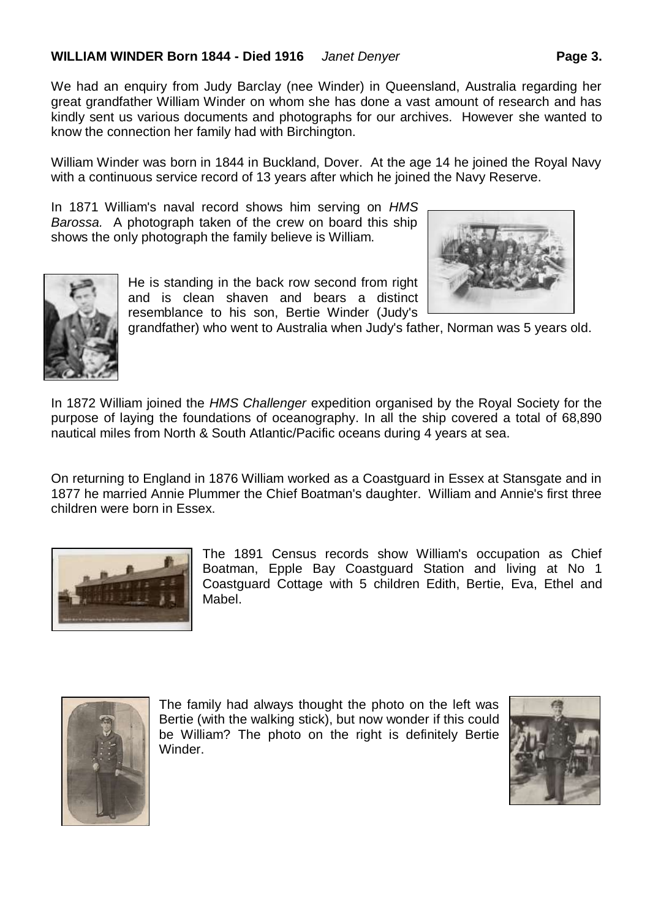**WILLIAM WINDER Born 1844 - Died 1916** *Janet Denyer*

We had an enquiry from Judy Barclay (nee Winder) in Queensland, Australia regarding her great grandfather William Winder on whom she has done a vast amount of research and has kindly sent us various documents and photographs for our archives. However she wanted to know the connection her family had with Birchington.

William Winder was born in 1844 in Buckland, Dover. At the age 14 he joined the Royal Navy with a continuous service record of 13 years after which he joined the Navy Reserve.

In 1871 William's naval record shows him serving on *HMS Barossa.* A photograph taken of the crew on board this ship shows the only photograph the family believe is William.

He is standing in the back row second from right and is clean shaven and bears a distinct resemblance to his son, Bertie Winder (Judy's grandfather) who went to Australia when Judy's father, Norman was 5 years old.

In 1872 William joined the *HMS Challenger* expedition organised by the Royal Society for the purpose of laying the foundations of oceanography. In all the ship covered a total of 68,890 nautical miles from North & South Atlantic/Pacific oceans during 4 years at sea.

On returning to England in 1876 William worked as a Coastguard in Essex at Stansgate and in 1877 he married Annie Plummer the Chief Boatman's daughter. William and Annie's first three children were born in Essex.

The 1891 Census records show William's occupation as Chief Boatman, Epple Bay Coastguard Station and living at No 1 Coastguard Cottage with 5 children Edith, Bertie, Eva, Ethel and Mabel.

The family had always thought the photo on the left was Bertie (with the walking stick), but now wonder if this could be William? The photo on the right is definitely Bertie Winder.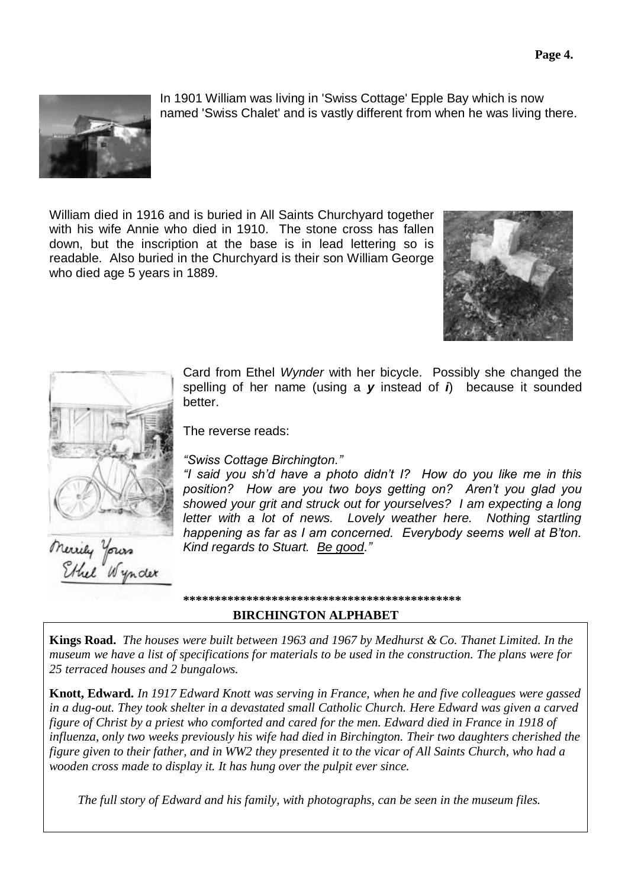In 1901 William was living in 'Swiss Cottage' Epple Bay which is now named 'Swiss Chalet' and is vastly different from when he was living there.

William died in 1916 and is buried in All Saints Churchyard together with his wife Annie who died in 1910. The stone cross has fallen down, but the inscription at the base is in lead lettering so is readable. Also buried in the Churchyard is their son William George who died age 5 years in 1889.

Merrily Yours
Ethel Wynder

Card from Ethel *Wynder* with her bicycle. Possibly she changed the spelling of her name (using a ***y*** instead of ***i***) because it sounded better.

The reverse reads:

*"Swiss Cottage Birchington."*

*"I said you sh'd have a photo didn't I? How do you like me in this position? How are you two boys getting on? Aren't you glad you showed your grit and struck out for yourselves? I am expecting a long letter with a lot of news. Lovely weather here. Nothing startling happening as far as I am concerned. Everybody seems well at B'ton. Kind regards to Stuart. Be good."*

\*\*\*\*\*\*\*\*\*\*\*\*\*\*\*\*\*\*\*\*\*\*\*\*\*\*\*\*\*\*\*\*\*\*\*\*\*\*\*\*\*\*\*\*

## BIRCHINGTON ALPHABET

**Kings Road.** *The houses were built between 1963 and 1967 by Medhurst & Co. Thanet Limited. In the museum we have a list of specifications for materials to be used in the construction. The plans were for 25 terraced houses and 2 bungalows.*

**Knott, Edward.** *In 1917 Edward Knott was serving in France, when he and five colleagues were gassed in a dug-out. They took shelter in a devastated small Catholic Church. Here Edward was given a carved figure of Christ by a priest who comforted and cared for the men. Edward died in France in 1918 of influenza, only two weeks previously his wife had died in Birchington. Their two daughters cherished the figure given to their father, and in WW2 they presented it to the vicar of All Saints Church, who had a wooden cross made to display it. It has hung over the pulpit ever since.*

*The full story of Edward and his family, with photographs, can be seen in the museum files.*